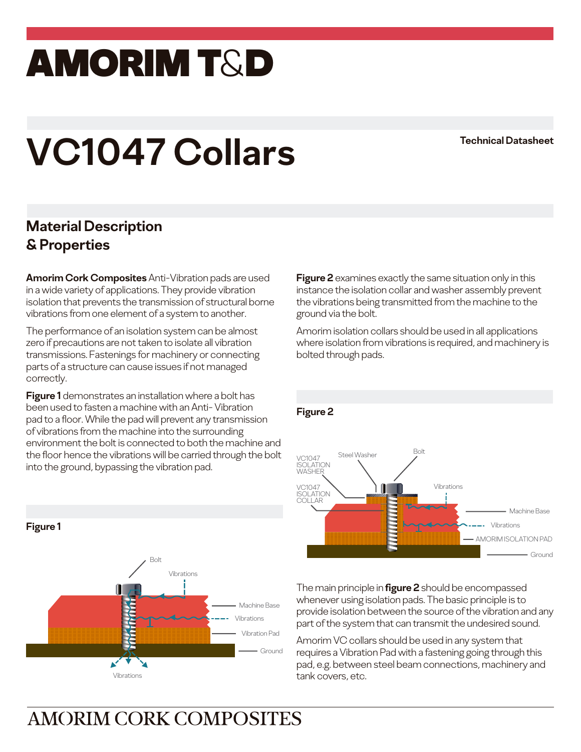# AMORIM T&D

# VC1047 Collars

**Technical Datasheet**

## Material Description & Properties

**Amorim Cork Composites** Anti-Vibration pads are used in a wide variety of applications. They provide vibration isolation that prevents the transmission of structural borne vibrations from one element of a system to another.

The performance of an isolation system can be almost zero if precautions are not taken to isolate all vibration transmissions. Fastenings for machinery or connecting parts of a structure can cause issues if not managed correctly.

**Figure 1** demonstrates an installation where a bolt has been used to fasten a machine with an Anti- Vibration pad to a floor. While the pad will prevent any transmission of vibrations from the machine into the surrounding environment the bolt is connected to both the machine and the floor hence the vibrations will be carried through the bolt into the ground, bypassing the vibration pad.

**Figure 1**

Bolt

Vibrations

Machine Base

Vibrations

Vibration Pad

Ground

Vibrations

**Figure 2** examines exactly the same situation only in this instance the isolation collar and washer assembly prevent the vibrations being transmitted from the machine to the ground via the bolt.

Amorim isolation collars should be used in all applications where isolation from vibrations is required, and machinery is bolted through pads.

**Figure 2**

VC1047 ISOLATION WASHER

Steel Washer

Bolt

VC1047 ISOLATION COLLAR

Vibrations

Machine Base

Vibrations

AMORIM ISOLATION PAD

Ground

The main principle in **figure 2** should be encompassed whenever using isolation pads. The basic principle is to provide isolation between the source of the vibration and any part of the system that can transmit the undesired sound.

Amorim VC collars should be used in any system that requires a Vibration Pad with a fastening going through this pad, e.g. between steel beam connections, machinery and tank covers, etc.

AMORIM CORK COMPOSITES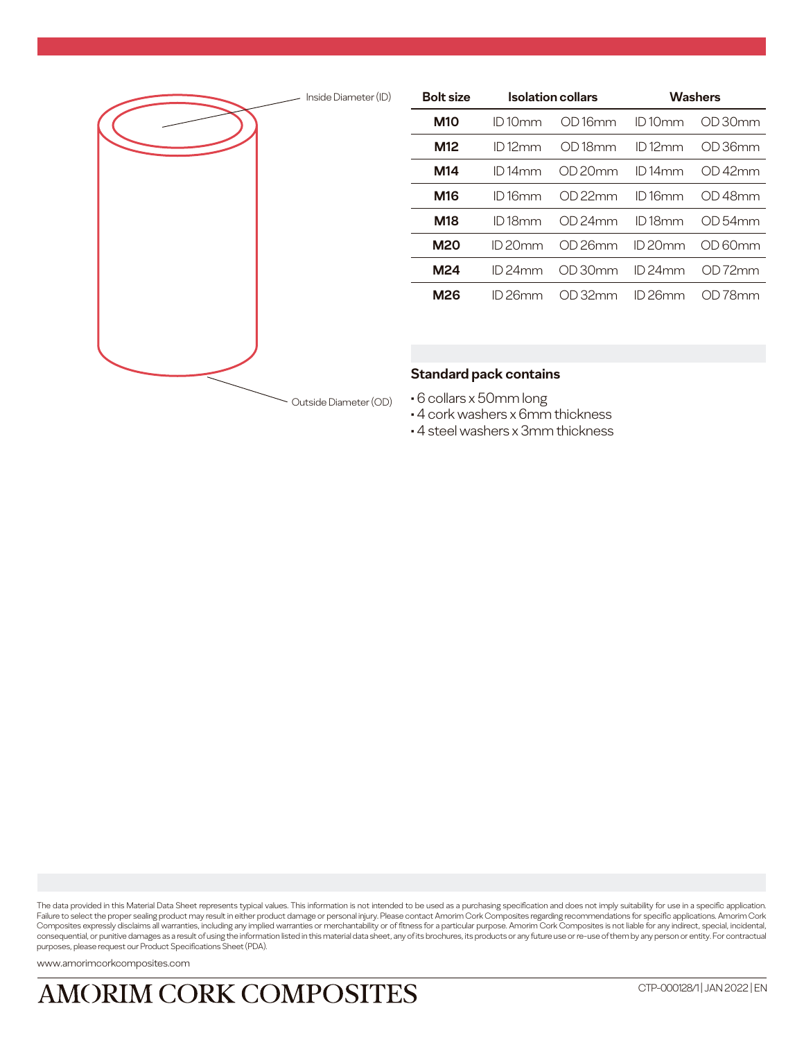Inside Diameter (ID)

Outside Diameter (OD)

| Bolt size | Isolation collars | | Washers | |
|---|---|---|---|---|
| **M10** | ID 10mm | OD 16mm | ID 10mm | OD 30mm |
| **M12** | ID 12mm | OD 18mm | ID 12mm | OD 36mm |
| **M14** | ID 14mm | OD 20mm | ID 14mm | OD 42mm |
| **M16** | ID 16mm | OD 22mm | ID 16mm | OD 48mm |
| **M18** | ID 18mm | OD 24mm | ID 18mm | OD 54mm |
| **M20** | ID 20mm | OD 26mm | ID 20mm | OD 60mm |
| **M24** | ID 24mm | OD 30mm | ID 24mm | OD 72mm |
| **M26** | ID 26mm | OD 32mm | ID 26mm | OD 78mm |

**Standard pack contains**

- 6 collars x 50mm long
- 4 cork washers x 6mm thickness
- 4 steel washers x 3mm thickness

The data provided in this Material Data Sheet represents typical values. This information is not intended to be used as a purchasing specification and does not imply suitability for use in a specific application. Failure to select the proper sealing product may result in either product damage or personal injury. Please contact Amorim Cork Composites regarding recommendations for specific applications. Amorim Cork Composites expressly disclaims all warranties, including any implied warranties or merchantability or of fitness for a particular purpose. Amorim Cork Composites is not liable for any indirect, special, incidental, consequential, or punitive damages as a result of using the information listed in this material data sheet, any of its brochures, its products or any future use or re-use of them by any person or entity. For contractual purposes, please request our Product Specifications Sheet (PDA).

www.amorimcorkcomposites.com

AMORIM CORK COMPOSITES

CTP-000128/1 | JAN 2022 | EN